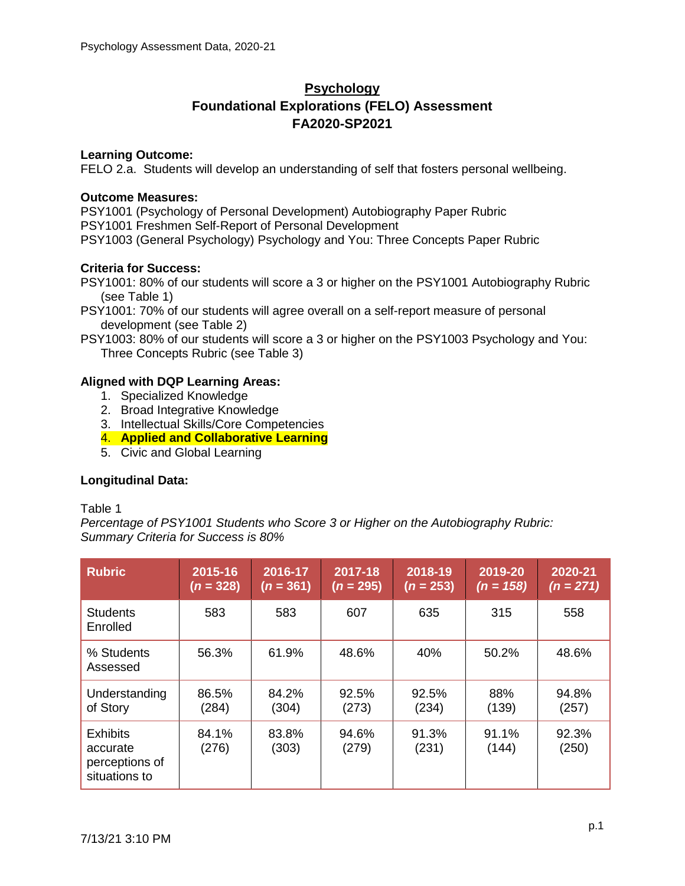# Psychology
## Foundational Explorations (FELO) Assessment
## FA2020-SP2021

**Learning Outcome:**
FELO 2.a. Students will develop an understanding of self that fosters personal wellbeing.

**Outcome Measures:**
PSY1001 (Psychology of Personal Development) Autobiography Paper Rubric
PSY1001 Freshmen Self-Report of Personal Development
PSY1003 (General Psychology) Psychology and You: Three Concepts Paper Rubric

**Criteria for Success:**
PSY1001: 80% of our students will score a 3 or higher on the PSY1001 Autobiography Rubric (see Table 1)
PSY1001: 70% of our students will agree overall on a self-report measure of personal development (see Table 2)
PSY1003: 80% of our students will score a 3 or higher on the PSY1003 Psychology and You: Three Concepts Rubric (see Table 3)

**Aligned with DQP Learning Areas:**
1. Specialized Knowledge
2. Broad Integrative Knowledge
3. Intellectual Skills/Core Competencies
4. **Applied and Collaborative Learning**
5. Civic and Global Learning

**Longitudinal Data:**

Table 1
*Percentage of PSY1001 Students who Score 3 or Higher on the Autobiography Rubric: Summary Criteria for Success is 80%*

| Rubric | 2015-16 (*n* = 328) | 2016-17 (*n* = 361) | 2017-18 (*n* = 295) | 2018-19 (*n* = 253) | 2019-20 *(n = 158)* | 2020-21 *(n = 271)* |
|---|---|---|---|---|---|---|
| Students Enrolled | 583 | 583 | 607 | 635 | 315 | 558 |
| % Students Assessed | 56.3% | 61.9% | 48.6% | 40% | 50.2% | 48.6% |
| Understanding of Story | 86.5% (284) | 84.2% (304) | 92.5% (273) | 92.5% (234) | 88% (139) | 94.8% (257) |
| Exhibits accurate perceptions of situations to | 84.1% (276) | 83.8% (303) | 94.6% (279) | 91.3% (231) | 91.1% (144) | 92.3% (250) |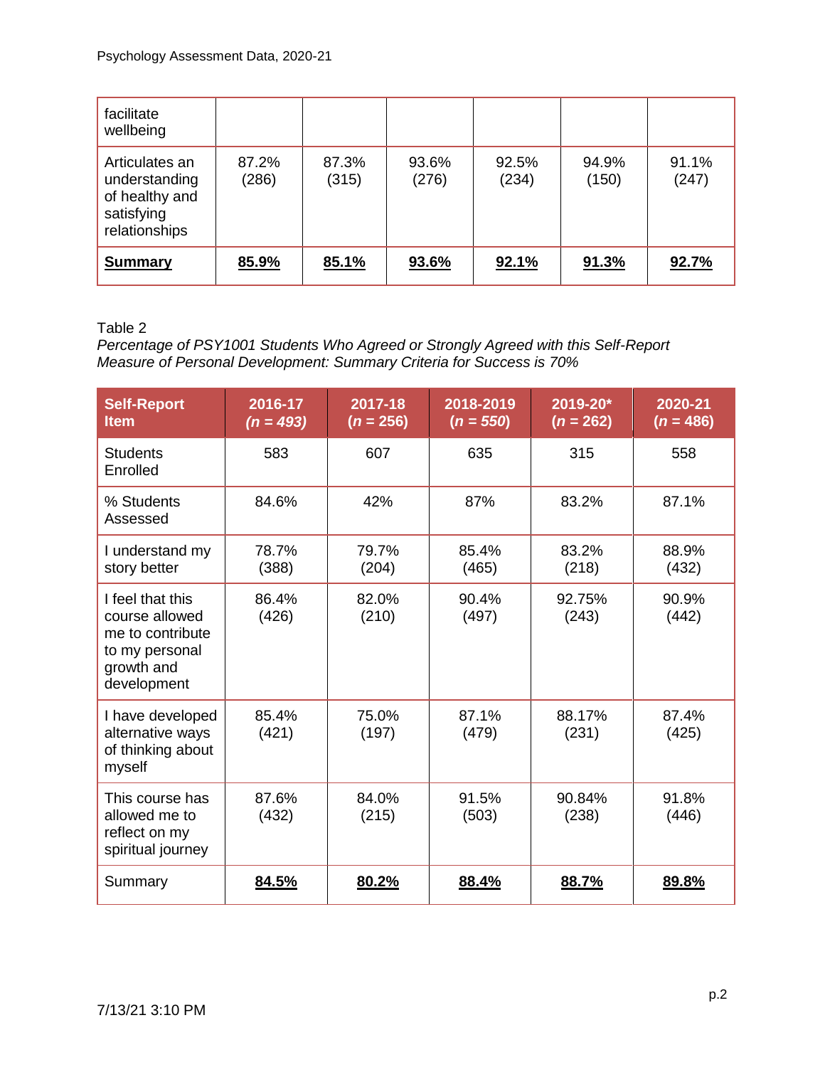| facilitate wellbeing | | | | | | |
|---|---|---|---|---|---|---|
| Articulates an understanding of healthy and satisfying relationships | 87.2% (286) | 87.3% (315) | 93.6% (276) | 92.5% (234) | 94.9% (150) | 91.1% (247) |
| **Summary** | **85.9%** | **85.1%** | **93.6%** | **92.1%** | **91.3%** | **92.7%** |

Table 2

*Percentage of PSY1001 Students Who Agreed or Strongly Agreed with this Self-Report Measure of Personal Development: Summary Criteria for Success is 70%*

| **Self-Report Item** | **2016-17 (*n = 493*)** | **2017-18 (*n* = 256)** | **2018-2019 (*n = 550*)** | **2019-20* (*n* = 262)** | **2020-21 (*n* = 486)** |
|---|---|---|---|---|---|
| Students Enrolled | 583 | 607 | 635 | 315 | 558 |
| % Students Assessed | 84.6% | 42% | 87% | 83.2% | 87.1% |
| I understand my story better | 78.7% (388) | 79.7% (204) | 85.4% (465) | 83.2% (218) | 88.9% (432) |
| I feel that this course allowed me to contribute to my personal growth and development | 86.4% (426) | 82.0% (210) | 90.4% (497) | 92.75% (243) | 90.9% (442) |
| I have developed alternative ways of thinking about myself | 85.4% (421) | 75.0% (197) | 87.1% (479) | 88.17% (231) | 87.4% (425) |
| This course has allowed me to reflect on my spiritual journey | 87.6% (432) | 84.0% (215) | 91.5% (503) | 90.84% (238) | 91.8% (446) |
| Summary | **84.5%** | **80.2%** | **88.4%** | **88.7%** | **89.8%** |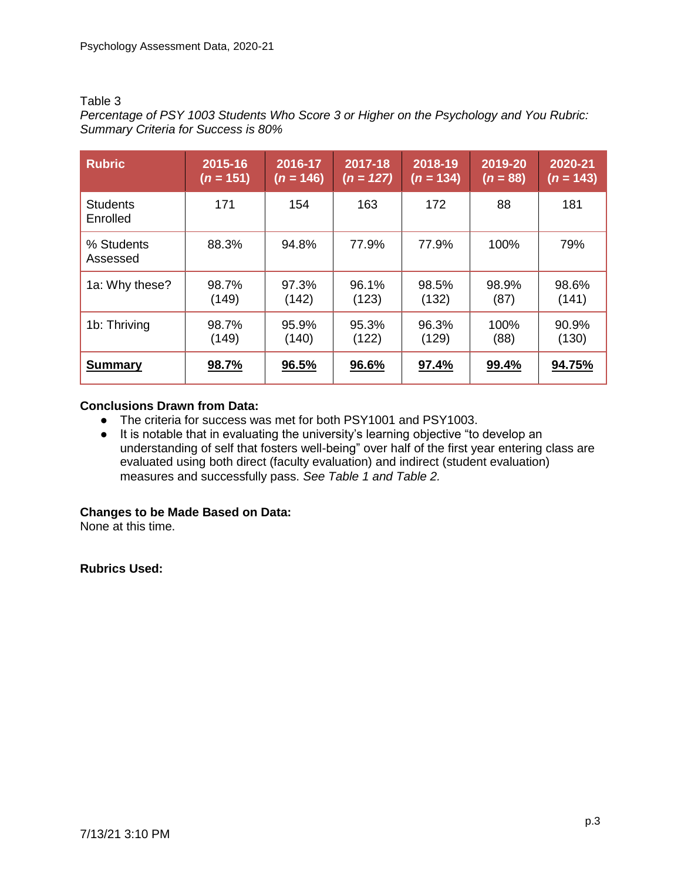Table 3

*Percentage of PSY 1003 Students Who Score 3 or Higher on the Psychology and You Rubric: Summary Criteria for Success is 80%*

| Rubric | 2015-16 (*n* = 151) | 2016-17 (*n* = 146) | 2017-18 (*n = 127)* | 2018-19 (*n* = 134) | 2019-20 (*n* = 88) | 2020-21 (*n* = 143) |
|---|---|---|---|---|---|---|
| Students Enrolled | 171 | 154 | 163 | 172 | 88 | 181 |
| % Students Assessed | 88.3% | 94.8% | 77.9% | 77.9% | 100% | 79% |
| 1a: Why these? | 98.7% (149) | 97.3% (142) | 96.1% (123) | 98.5% (132) | 98.9% (87) | 98.6% (141) |
| 1b: Thriving | 98.7% (149) | 95.9% (140) | 95.3% (122) | 96.3% (129) | 100% (88) | 90.9% (130) |
| **Summary** | **98.7%** | **96.5%** | **96.6%** | **97.4%** | **99.4%** | **94.75%** |

**Conclusions Drawn from Data:**

- The criteria for success was met for both PSY1001 and PSY1003.
- It is notable that in evaluating the university's learning objective "to develop an understanding of self that fosters well-being" over half of the first year entering class are evaluated using both direct (faculty evaluation) and indirect (student evaluation) measures and successfully pass. *See Table 1 and Table 2.*

**Changes to be Made Based on Data:**

None at this time.

**Rubrics Used:**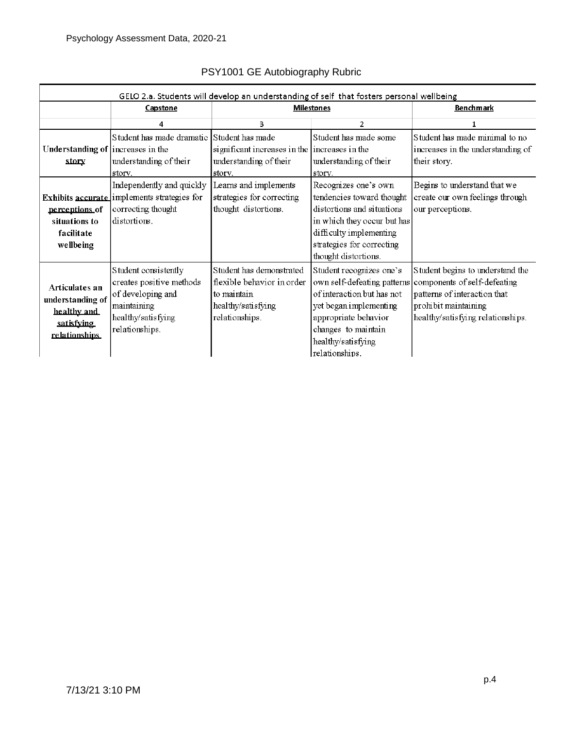# PSY1001 GE Autobiography Rubric

| GELO 2.a. Students will develop an understanding of self that fosters personal wellbeing | | | | |
|---|---|---|---|---|
| | **Capstone** | **Milestones** | | **Benchmark** |
| | 4 | 3 | 2 | 1 |
| **Understanding of story** | Student has made dramatic increases in the understanding of their story. | Student has made significant increases in the understanding of their story. | Student has made some increases in the understanding of their story. | Student has made minimal to no increases in the understanding of their story. |
| **Exhibits accurate perceptions of situations to facilitate wellbeing** | Independently and quickly implements strategies for correcting thought distortions. | Learns and implements strategies for correcting thought distortions. | Recognizes one's own tendencies toward thought distortions and situations in which they occur but has difficulty implementing strategies for correcting thought distortions. | Begins to understand that we create our own feelings through our perceptions. |
| **Articulates an understanding of healthy and satisfying relationships** | Student consistently creates positive methods of developing and maintaining healthy/satisfying relationships. | Student has demonstrated flexible behavior in order to maintain healthy/satisfying relationships. | Student recognizes one's own self-defeating patterns of interaction but has not yet began implementing appropriate behavior changes to maintain healthy/satisfying relationships. | Student begins to understand the components of self-defeating patterns of interaction that prohibit maintaining healthy/satisfying relationships. |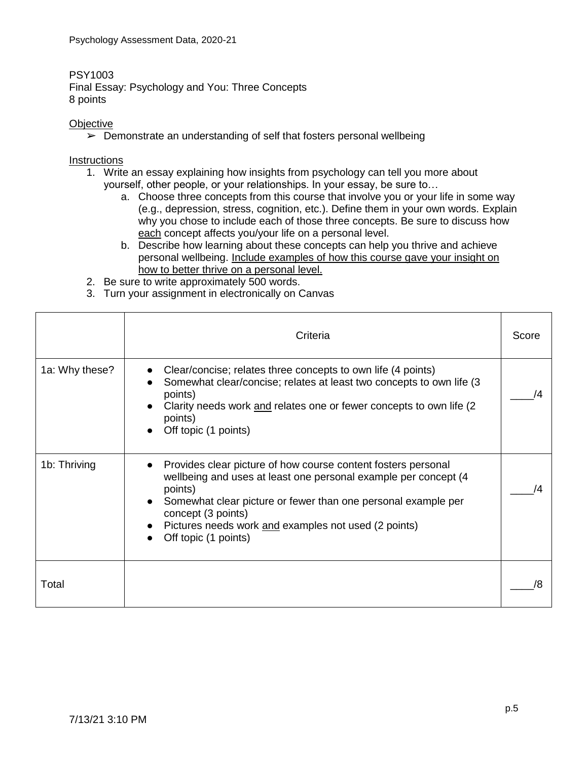PSY1003

Final Essay: Psychology and You: Three Concepts

8 points

Objective

➢ Demonstrate an understanding of self that fosters personal wellbeing

Instructions

1. Write an essay explaining how insights from psychology can tell you more about yourself, other people, or your relationships. In your essay, be sure to…
   a. Choose three concepts from this course that involve you or your life in some way (e.g., depression, stress, cognition, etc.). Define them in your own words. Explain why you chose to include each of those three concepts. Be sure to discuss how each concept affects you/your life on a personal level.
   b. Describe how learning about these concepts can help you thrive and achieve personal wellbeing. Include examples of how this course gave your insight on how to better thrive on a personal level.
2. Be sure to write approximately 500 words.
3. Turn your assignment in electronically on Canvas

| | Criteria | Score |
|---|---|---|
| 1a: Why these? | • Clear/concise; relates three concepts to own life (4 points)<br>• Somewhat clear/concise; relates at least two concepts to own life (3 points)<br>• Clarity needs work and relates one or fewer concepts to own life (2 points)<br>• Off topic (1 points) | ____/4 |
| 1b: Thriving | • Provides clear picture of how course content fosters personal wellbeing and uses at least one personal example per concept (4 points)<br>• Somewhat clear picture or fewer than one personal example per concept (3 points)<br>• Pictures needs work and examples not used (2 points)<br>• Off topic (1 points) | ____/4 |
| Total | | ____/8 |